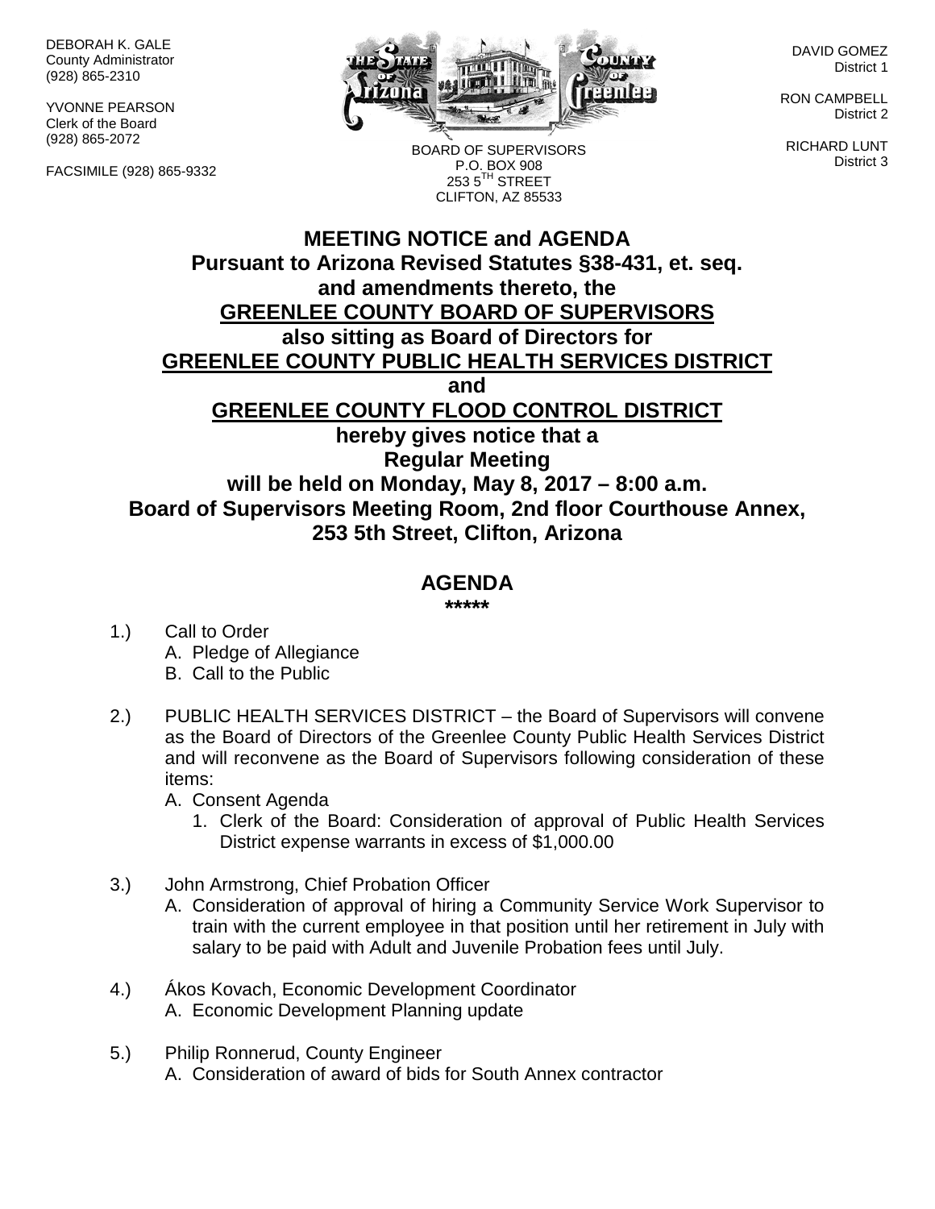DEBORAH K. GALE
County Administrator
(928) 865-2310

YVONNE PEARSON
Clerk of the Board
(928) 865-2072

FACSIMILE (928) 865-9332

BOARD OF SUPERVISORS
P.O. BOX 908
253 5TH STREET
CLIFTON, AZ 85533

DAVID GOMEZ
District 1

RON CAMPBELL
District 2

RICHARD LUNT
District 3

# MEETING NOTICE and AGENDA

**Pursuant to Arizona Revised Statutes §38-431, et. seq. and amendments thereto, the**
**GREENLEE COUNTY BOARD OF SUPERVISORS**
**also sitting as Board of Directors for**
**GREENLEE COUNTY PUBLIC HEALTH SERVICES DISTRICT**
**and**
**GREENLEE COUNTY FLOOD CONTROL DISTRICT**
**hereby gives notice that a**
**Regular Meeting**
**will be held on Monday, May 8, 2017 – 8:00 a.m.**
**Board of Supervisors Meeting Room, 2nd floor Courthouse Annex, 253 5th Street, Clifton, Arizona**

## AGENDA

*****

1.) Call to Order
   A. Pledge of Allegiance
   B. Call to the Public

2.) PUBLIC HEALTH SERVICES DISTRICT – the Board of Supervisors will convene as the Board of Directors of the Greenlee County Public Health Services District and will reconvene as the Board of Supervisors following consideration of these items:
   A. Consent Agenda
      1. Clerk of the Board: Consideration of approval of Public Health Services District expense warrants in excess of $1,000.00

3.) John Armstrong, Chief Probation Officer
   A. Consideration of approval of hiring a Community Service Work Supervisor to train with the current employee in that position until her retirement in July with salary to be paid with Adult and Juvenile Probation fees until July.

4.) Ákos Kovach, Economic Development Coordinator
   A. Economic Development Planning update

5.) Philip Ronnerud, County Engineer
   A. Consideration of award of bids for South Annex contractor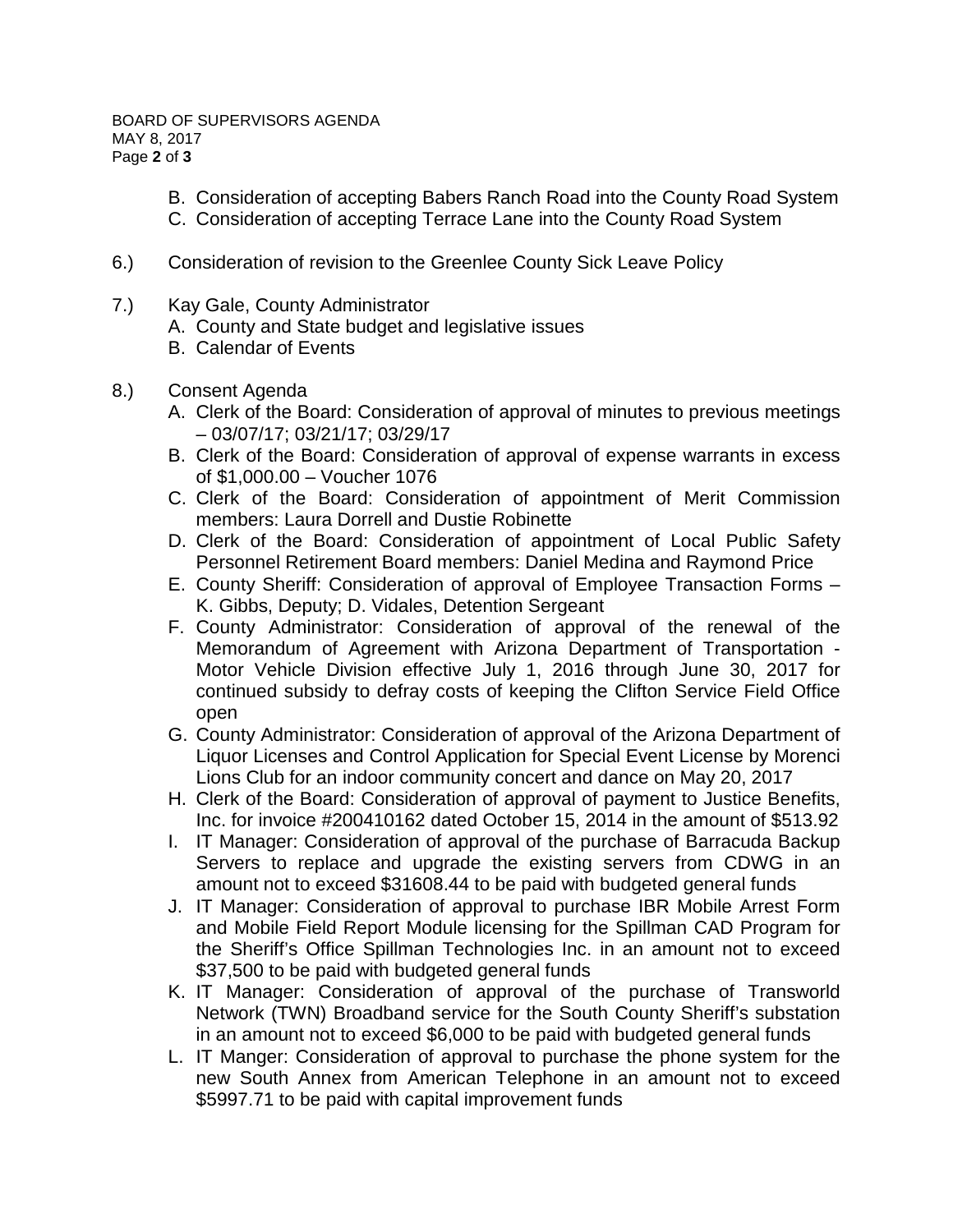B. Consideration of accepting Babers Ranch Road into the County Road System
C. Consideration of accepting Terrace Lane into the County Road System

6.) Consideration of revision to the Greenlee County Sick Leave Policy

7.) Kay Gale, County Administrator
   A. County and State budget and legislative issues
   B. Calendar of Events

8.) Consent Agenda
   A. Clerk of the Board: Consideration of approval of minutes to previous meetings – 03/07/17; 03/21/17; 03/29/17
   B. Clerk of the Board: Consideration of approval of expense warrants in excess of $1,000.00 – Voucher 1076
   C. Clerk of the Board: Consideration of appointment of Merit Commission members: Laura Dorrell and Dustie Robinette
   D. Clerk of the Board: Consideration of appointment of Local Public Safety Personnel Retirement Board members: Daniel Medina and Raymond Price
   E. County Sheriff: Consideration of approval of Employee Transaction Forms – K. Gibbs, Deputy; D. Vidales, Detention Sergeant
   F. County Administrator: Consideration of approval of the renewal of the Memorandum of Agreement with Arizona Department of Transportation - Motor Vehicle Division effective July 1, 2016 through June 30, 2017 for continued subsidy to defray costs of keeping the Clifton Service Field Office open
   G. County Administrator: Consideration of approval of the Arizona Department of Liquor Licenses and Control Application for Special Event License by Morenci Lions Club for an indoor community concert and dance on May 20, 2017
   H. Clerk of the Board: Consideration of approval of payment to Justice Benefits, Inc. for invoice #200410162 dated October 15, 2014 in the amount of $513.92
   I. IT Manager: Consideration of approval of the purchase of Barracuda Backup Servers to replace and upgrade the existing servers from CDWG in an amount not to exceed $31608.44 to be paid with budgeted general funds
   J. IT Manager: Consideration of approval to purchase IBR Mobile Arrest Form and Mobile Field Report Module licensing for the Spillman CAD Program for the Sheriff's Office Spillman Technologies Inc. in an amount not to exceed $37,500 to be paid with budgeted general funds
   K. IT Manager: Consideration of approval of the purchase of Transworld Network (TWN) Broadband service for the South County Sheriff's substation in an amount not to exceed $6,000 to be paid with budgeted general funds
   L. IT Manger: Consideration of approval to purchase the phone system for the new South Annex from American Telephone in an amount not to exceed $5997.71 to be paid with capital improvement funds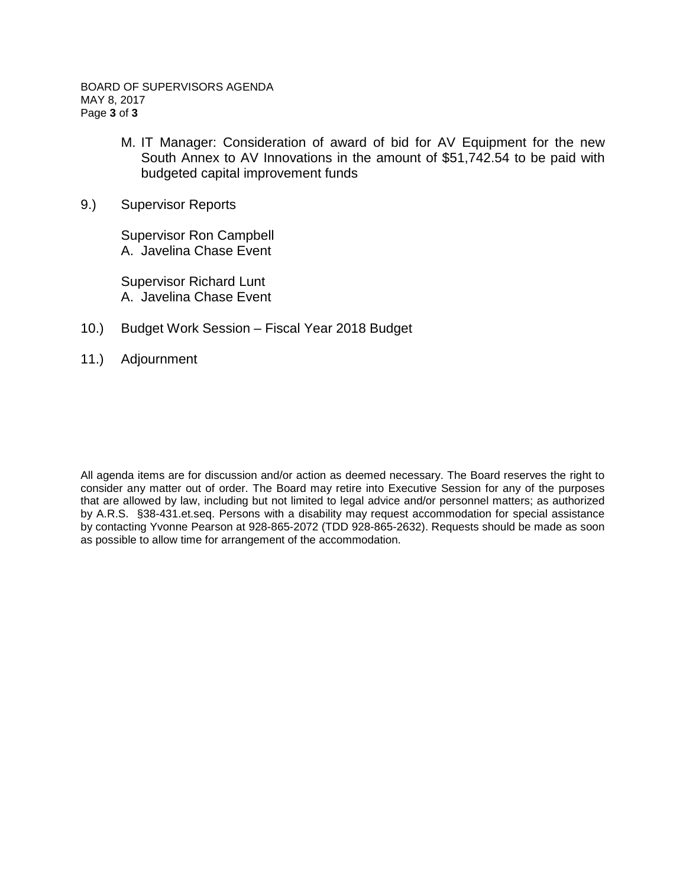M. IT Manager: Consideration of award of bid for AV Equipment for the new South Annex to AV Innovations in the amount of $51,742.54 to be paid with budgeted capital improvement funds

9.) Supervisor Reports

Supervisor Ron Campbell
A. Javelina Chase Event

Supervisor Richard Lunt
A. Javelina Chase Event

10.) Budget Work Session – Fiscal Year 2018 Budget

11.) Adjournment

All agenda items are for discussion and/or action as deemed necessary. The Board reserves the right to consider any matter out of order. The Board may retire into Executive Session for any of the purposes that are allowed by law, including but not limited to legal advice and/or personnel matters; as authorized by A.R.S. §38-431.et.seq. Persons with a disability may request accommodation for special assistance by contacting Yvonne Pearson at 928-865-2072 (TDD 928-865-2632). Requests should be made as soon as possible to allow time for arrangement of the accommodation.